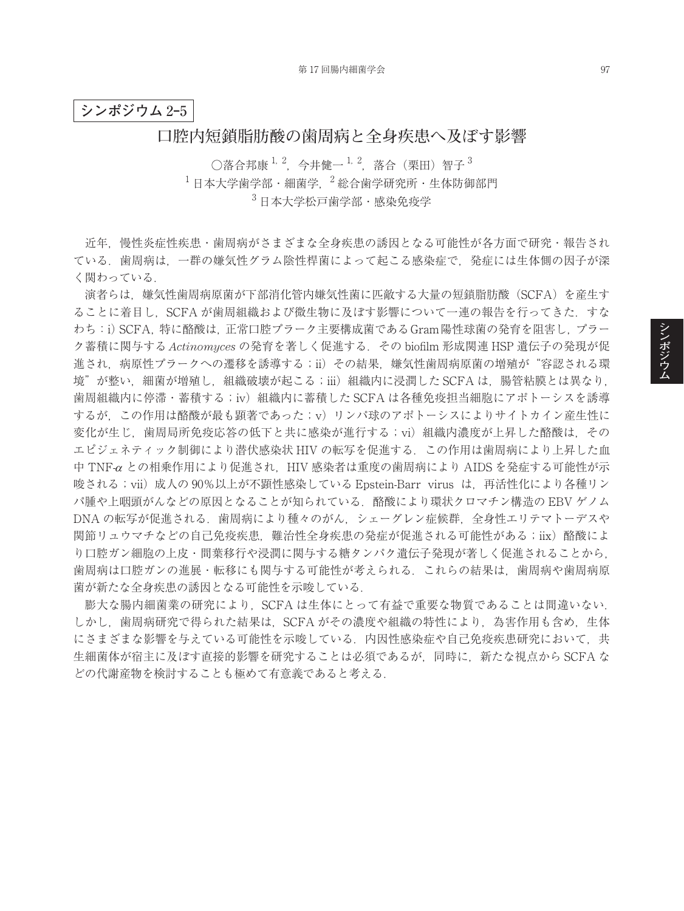シンポジウム 2-5

# 口腔内短鎖脂肪酸の歯周病と全身疾患へ及ぼす影響

○落合邦康[1, 2]，今井健一[1, 2]，落合（栗田）智子[3]

[1] 日本大学歯学部・細菌学，[2] 総合歯学研究所・生体防御部門

[3] 日本大学松戸歯学部・感染免疫学

近年，慢性炎症性疾患・歯周病がさまざまな全身疾患の誘因となる可能性が各方面で研究・報告されている．歯周病は，一群の嫌気性グラム陰性桿菌によって起こる感染症で，発症には生体側の因子が深く関わっている．

演者らは，嫌気性歯周病原菌が下部消化管内嫌気性菌に匹敵する大量の短鎖脂肪酸（SCFA）を産生することに着目し，SCFA が歯周組織および微生物に及ぼす影響について一連の報告を行ってきた．すなわち：i) SCFA，特に酪酸は，正常口腔プラーク主要構成菌であるGram陽性球菌の発育を阻害し，プラーク蓄積に関与する *Actinomyces* の発育を著しく促進する．その biofilm 形成関連 HSP 遺伝子の発現が促進され，病原性プラークへの遷移を誘導する；ii）その結果，嫌気性歯周病原菌の増殖が“容認される環境”が整い，細菌が増殖し，組織破壊が起こる；iii）組織内に浸潤した SCFA は，腸管粘膜とは異なり，歯周組織内に停滞・蓄積する；iv）組織内に蓄積した SCFA は各種免疫担当細胞にアポトーシスを誘導するが，この作用は酪酸が最も顕著であった；v）リンパ球のアポトーシスによりサイトカイン産生性に変化が生じ，歯周局所免疫応答の低下と共に感染が進行する；vi）組織内濃度が上昇した酪酸は，そのエピジェネティック制御により潜伏感染状 HIV の転写を促進する．この作用は歯周病により上昇した血中 TNF-$\alpha$ との相乗作用により促進され，HIV 感染者は重度の歯周病により AIDS を発症する可能性が示唆される；vii）成人の 90%以上が不顕性感染している Epstein-Barr virus は，再活性化により各種リンパ腫や上咽頭がんなどの原因となることが知られている．酪酸により環状クロマチン構造の EBV ゲノム DNA の転写が促進される．歯周病により種々のがん，シェーグレン症候群，全身性エリテマトーデスや関節リュウマチなどの自己免疫疾患，難治性全身疾患の発症が促進される可能性がある；iix）酪酸により口腔ガン細胞の上皮・間葉移行や浸潤に関与する糖タンパク遺伝子発現が著しく促進されることから，歯周病は口腔ガンの進展・転移にも関与する可能性が考えられる．これらの結果は，歯周病や歯周病原菌が新たな全身疾患の誘因となる可能性を示唆している．

膨大な腸内細菌業の研究により，SCFA は生体にとって有益で重要な物質であることは間違いない．しかし，歯周病研究で得られた結果は，SCFA がその濃度や組織の特性により，為害作用も含め，生体にさまざまな影響を与えている可能性を示唆している．内因性感染症や自己免疫疾患研究において，共生細菌体が宿主に及ぼす直接的影響を研究することは必須であるが，同時に，新たな視点から SCFA などの代謝産物を検討することも極めて有意義であると考える．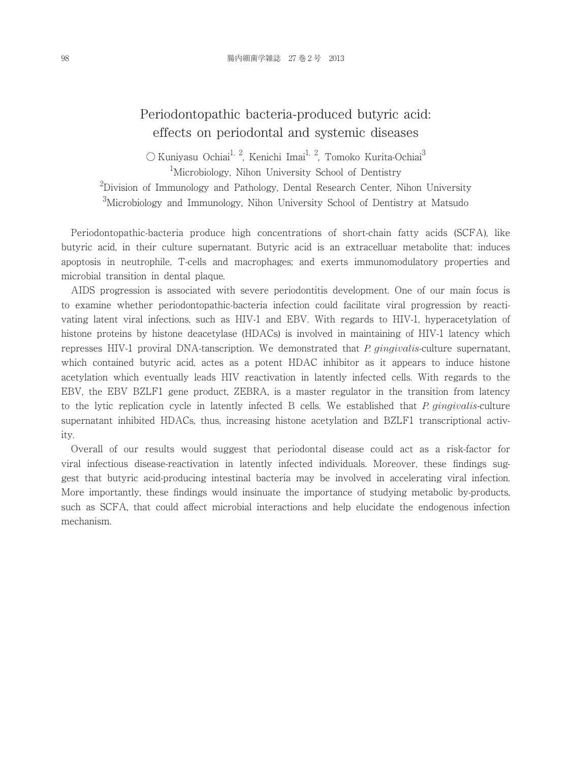# Periodontopathic bacteria-produced butyric acid: effects on periodontal and systemic diseases

○ Kuniyasu Ochiai[1, 2], Kenichi Imai[1, 2], Tomoko Kurita-Ochiai[3]

[1]Microbiology, Nihon University School of Dentistry

[2]Division of Immunology and Pathology, Dental Research Center, Nihon University

[3]Microbiology and Immunology, Nihon University School of Dentistry at Matsudo

Periodontopathic-bacteria produce high concentrations of short-chain fatty acids (SCFA), like butyric acid, in their culture supernatant. Butyric acid is an extracelluar metabolite that: induces apoptosis in neutrophile, T-cells and macrophages; and exerts immunomodulatory properties and microbial transition in dental plaque.

AIDS progression is associated with severe periodontitis development. One of our main focus is to examine whether periodontopathic-bacteria infection could facilitate viral progression by reactivating latent viral infections, such as HIV-1 and EBV. With regards to HIV-1, hyperacetylation of histone proteins by histone deacetylase (HDACs) is involved in maintaining of HIV-1 latency which represses HIV-1 proviral DNA-tanscription. We demonstrated that *P. gingivalis*-culture supernatant, which contained butyric acid, actes as a potent HDAC inhibitor as it appears to induce histone acetylation which eventually leads HIV reactivation in latently infected cells. With regards to the EBV, the EBV BZLF1 gene product, ZEBRA, is a master regulator in the transition from latency to the lytic replication cycle in latently infected B cells. We established that *P. gingivalis*-culture supernatant inhibited HDACs, thus, increasing histone acetylation and BZLF1 transcriptional activity.

Overall of our results would suggest that periodontal disease could act as a risk-factor for viral infectious disease-reactivation in latently infected individuals. Moreover, these findings suggest that butyric acid-producing intestinal bacteria may be involved in accelerating viral infection. More importantly, these findings would insinuate the importance of studying metabolic by-products, such as SCFA, that could affect microbial interactions and help elucidate the endogenous infection mechanism.